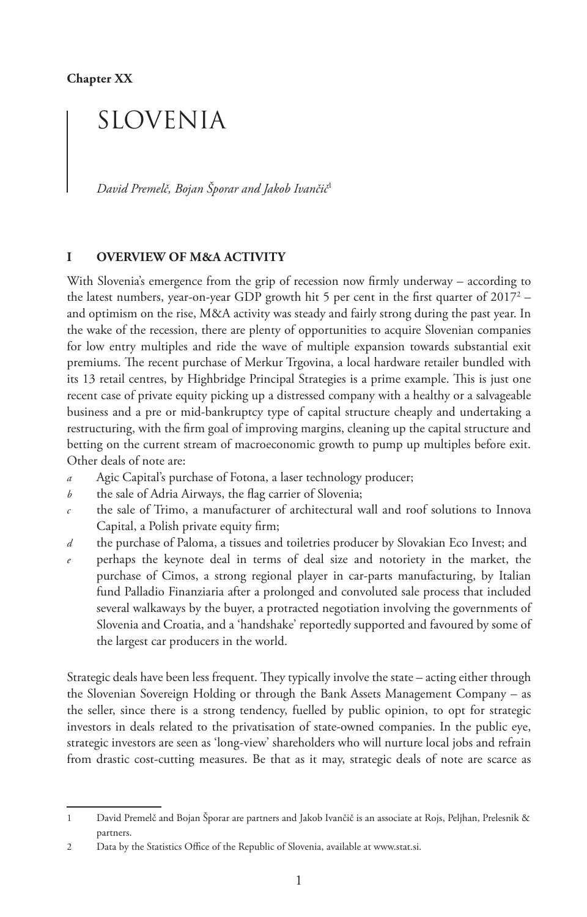**Chapter XX**

# SLOVENIA

*David Premelč, Bojan Šporar and Jakob Ivančič*[1]

## I OVERVIEW OF M&A ACTIVITY

With Slovenia's emergence from the grip of recession now firmly underway – according to the latest numbers, year-on-year GDP growth hit 5 per cent in the first quarter of 2017[2] – and optimism on the rise, M&A activity was steady and fairly strong during the past year. In the wake of the recession, there are plenty of opportunities to acquire Slovenian companies for low entry multiples and ride the wave of multiple expansion towards substantial exit premiums. The recent purchase of Merkur Trgovina, a local hardware retailer bundled with its 13 retail centres, by Highbridge Principal Strategies is a prime example. This is just one recent case of private equity picking up a distressed company with a healthy or a salvageable business and a pre or mid-bankruptcy type of capital structure cheaply and undertaking a restructuring, with the firm goal of improving margins, cleaning up the capital structure and betting on the current stream of macroeconomic growth to pump up multiples before exit. Other deals of note are:

*a* Agic Capital's purchase of Fotona, a laser technology producer;

*b* the sale of Adria Airways, the flag carrier of Slovenia;

*c* the sale of Trimo, a manufacturer of architectural wall and roof solutions to Innova Capital, a Polish private equity firm;

*d* the purchase of Paloma, a tissues and toiletries producer by Slovakian Eco Invest; and

*e* perhaps the keynote deal in terms of deal size and notoriety in the market, the purchase of Cimos, a strong regional player in car-parts manufacturing, by Italian fund Palladio Finanziaria after a prolonged and convoluted sale process that included several walkaways by the buyer, a protracted negotiation involving the governments of Slovenia and Croatia, and a 'handshake' reportedly supported and favoured by some of the largest car producers in the world.

Strategic deals have been less frequent. They typically involve the state – acting either through the Slovenian Sovereign Holding or through the Bank Assets Management Company – as the seller, since there is a strong tendency, fuelled by public opinion, to opt for strategic investors in deals related to the privatisation of state-owned companies. In the public eye, strategic investors are seen as 'long-view' shareholders who will nurture local jobs and refrain from drastic cost-cutting measures. Be that as it may, strategic deals of note are scarce as

---

[1] David Premelč and Bojan Šporar are partners and Jakob Ivančič is an associate at Rojs, Peljhan, Prelesnik & partners.

[2] Data by the Statistics Office of the Republic of Slovenia, available at www.stat.si.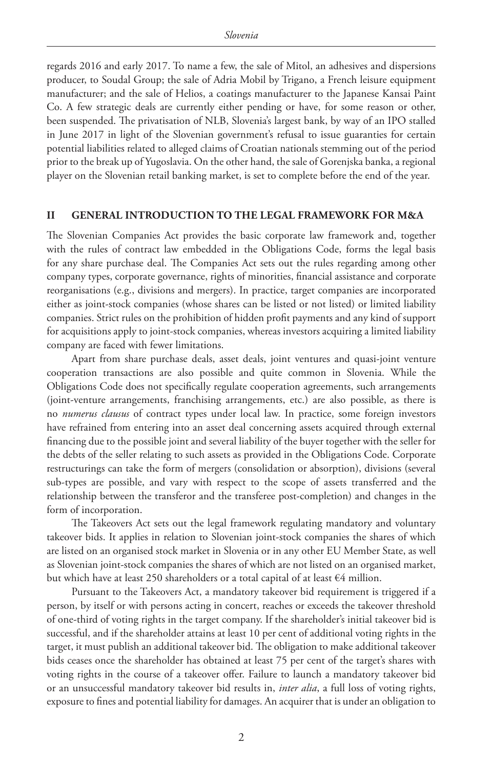regards 2016 and early 2017. To name a few, the sale of Mitol, an adhesives and dispersions producer, to Soudal Group; the sale of Adria Mobil by Trigano, a French leisure equipment manufacturer; and the sale of Helios, a coatings manufacturer to the Japanese Kansai Paint Co. A few strategic deals are currently either pending or have, for some reason or other, been suspended. The privatisation of NLB, Slovenia's largest bank, by way of an IPO stalled in June 2017 in light of the Slovenian government's refusal to issue guarantees for certain potential liabilities related to alleged claims of Croatian nationals stemming out of the period prior to the break up of Yugoslavia. On the other hand, the sale of Gorenjska banka, a regional player on the Slovenian retail banking market, is set to complete before the end of the year.

## II GENERAL INTRODUCTION TO THE LEGAL FRAMEWORK FOR M&A

The Slovenian Companies Act provides the basic corporate law framework and, together with the rules of contract law embedded in the Obligations Code, forms the legal basis for any share purchase deal. The Companies Act sets out the rules regarding among other company types, corporate governance, rights of minorities, financial assistance and corporate reorganisations (e.g., divisions and mergers). In practice, target companies are incorporated either as joint-stock companies (whose shares can be listed or not listed) or limited liability companies. Strict rules on the prohibition of hidden profit payments and any kind of support for acquisitions apply to joint-stock companies, whereas investors acquiring a limited liability company are faced with fewer limitations.

Apart from share purchase deals, asset deals, joint ventures and quasi-joint venture cooperation transactions are also possible and quite common in Slovenia. While the Obligations Code does not specifically regulate cooperation agreements, such arrangements (joint-venture arrangements, franchising arrangements, etc.) are also possible, as there is no *numerus clausus* of contract types under local law. In practice, some foreign investors have refrained from entering into an asset deal concerning assets acquired through external financing due to the possible joint and several liability of the buyer together with the seller for the debts of the seller relating to such assets as provided in the Obligations Code. Corporate restructurings can take the form of mergers (consolidation or absorption), divisions (several sub-types are possible, and vary with respect to the scope of assets transferred and the relationship between the transferor and the transferee post-completion) and changes in the form of incorporation.

The Takeovers Act sets out the legal framework regulating mandatory and voluntary takeover bids. It applies in relation to Slovenian joint-stock companies the shares of which are listed on an organised stock market in Slovenia or in any other EU Member State, as well as Slovenian joint-stock companies the shares of which are not listed on an organised market, but which have at least 250 shareholders or a total capital of at least €4 million.

Pursuant to the Takeovers Act, a mandatory takeover bid requirement is triggered if a person, by itself or with persons acting in concert, reaches or exceeds the takeover threshold of one-third of voting rights in the target company. If the shareholder's initial takeover bid is successful, and if the shareholder attains at least 10 per cent of additional voting rights in the target, it must publish an additional takeover bid. The obligation to make additional takeover bids ceases once the shareholder has obtained at least 75 per cent of the target's shares with voting rights in the course of a takeover offer. Failure to launch a mandatory takeover bid or an unsuccessful mandatory takeover bid results in, *inter alia*, a full loss of voting rights, exposure to fines and potential liability for damages. An acquirer that is under an obligation to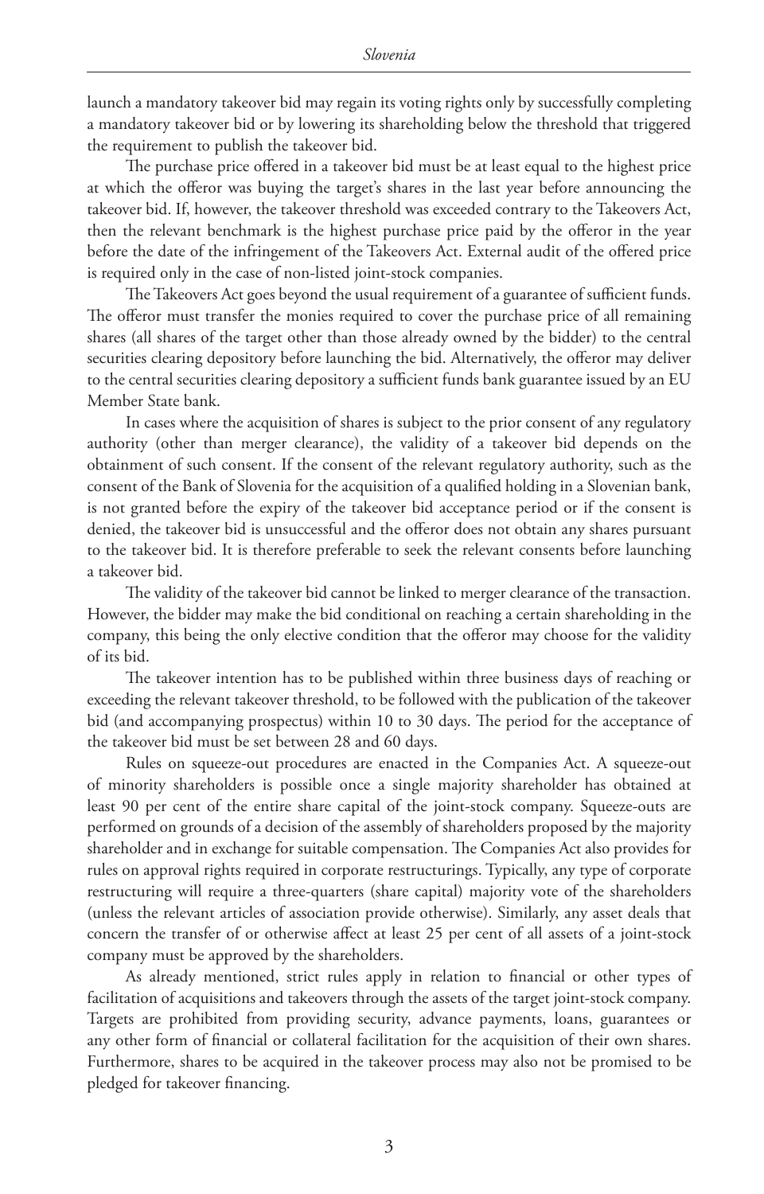launch a mandatory takeover bid may regain its voting rights only by successfully completing a mandatory takeover bid or by lowering its shareholding below the threshold that triggered the requirement to publish the takeover bid.

The purchase price offered in a takeover bid must be at least equal to the highest price at which the offeror was buying the target's shares in the last year before announcing the takeover bid. If, however, the takeover threshold was exceeded contrary to the Takeovers Act, then the relevant benchmark is the highest purchase price paid by the offeror in the year before the date of the infringement of the Takeovers Act. External audit of the offered price is required only in the case of non-listed joint-stock companies.

The Takeovers Act goes beyond the usual requirement of a guarantee of sufficient funds. The offeror must transfer the monies required to cover the purchase price of all remaining shares (all shares of the target other than those already owned by the bidder) to the central securities clearing depository before launching the bid. Alternatively, the offeror may deliver to the central securities clearing depository a sufficient funds bank guarantee issued by an EU Member State bank.

In cases where the acquisition of shares is subject to the prior consent of any regulatory authority (other than merger clearance), the validity of a takeover bid depends on the obtainment of such consent. If the consent of the relevant regulatory authority, such as the consent of the Bank of Slovenia for the acquisition of a qualified holding in a Slovenian bank, is not granted before the expiry of the takeover bid acceptance period or if the consent is denied, the takeover bid is unsuccessful and the offeror does not obtain any shares pursuant to the takeover bid. It is therefore preferable to seek the relevant consents before launching a takeover bid.

The validity of the takeover bid cannot be linked to merger clearance of the transaction. However, the bidder may make the bid conditional on reaching a certain shareholding in the company, this being the only elective condition that the offeror may choose for the validity of its bid.

The takeover intention has to be published within three business days of reaching or exceeding the relevant takeover threshold, to be followed with the publication of the takeover bid (and accompanying prospectus) within 10 to 30 days. The period for the acceptance of the takeover bid must be set between 28 and 60 days.

Rules on squeeze-out procedures are enacted in the Companies Act. A squeeze-out of minority shareholders is possible once a single majority shareholder has obtained at least 90 per cent of the entire share capital of the joint-stock company. Squeeze-outs are performed on grounds of a decision of the assembly of shareholders proposed by the majority shareholder and in exchange for suitable compensation. The Companies Act also provides for rules on approval rights required in corporate restructurings. Typically, any type of corporate restructuring will require a three-quarters (share capital) majority vote of the shareholders (unless the relevant articles of association provide otherwise). Similarly, any asset deals that concern the transfer of or otherwise affect at least 25 per cent of all assets of a joint-stock company must be approved by the shareholders.

As already mentioned, strict rules apply in relation to financial or other types of facilitation of acquisitions and takeovers through the assets of the target joint-stock company. Targets are prohibited from providing security, advance payments, loans, guarantees or any other form of financial or collateral facilitation for the acquisition of their own shares. Furthermore, shares to be acquired in the takeover process may also not be promised to be pledged for takeover financing.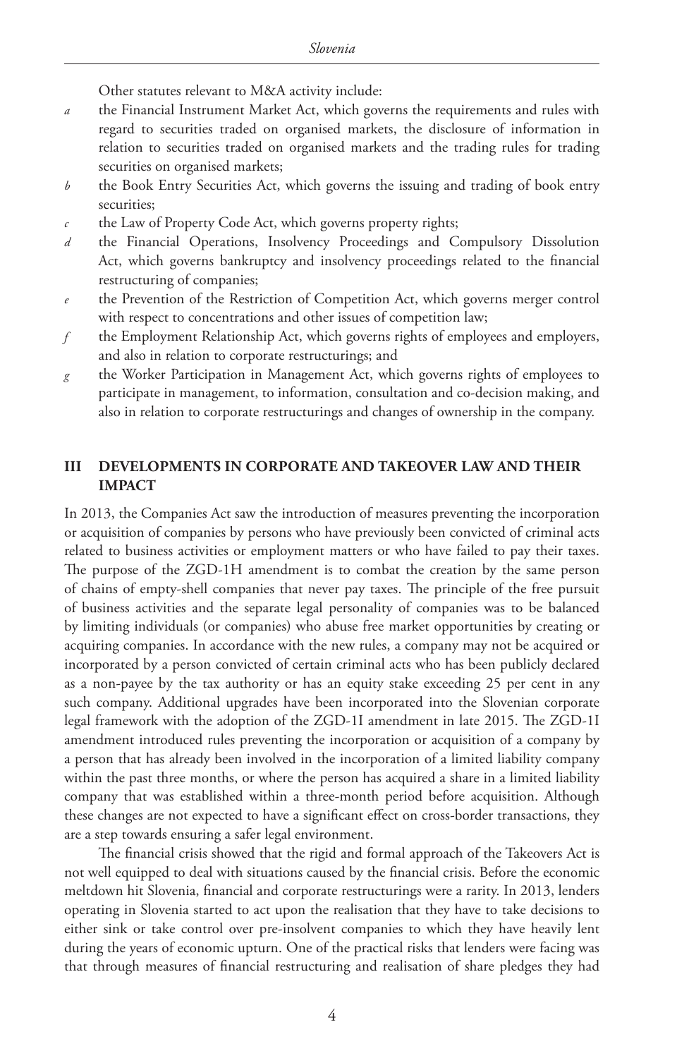Other statutes relevant to M&A activity include:

- *a* the Financial Instrument Market Act, which governs the requirements and rules with regard to securities traded on organised markets, the disclosure of information in relation to securities traded on organised markets and the trading rules for trading securities on organised markets;
- *b* the Book Entry Securities Act, which governs the issuing and trading of book entry securities;
- *c* the Law of Property Code Act, which governs property rights;
- *d* the Financial Operations, Insolvency Proceedings and Compulsory Dissolution Act, which governs bankruptcy and insolvency proceedings related to the financial restructuring of companies;
- *e* the Prevention of the Restriction of Competition Act, which governs merger control with respect to concentrations and other issues of competition law;
- *f* the Employment Relationship Act, which governs rights of employees and employers, and also in relation to corporate restructurings; and
- *g* the Worker Participation in Management Act, which governs rights of employees to participate in management, to information, consultation and co-decision making, and also in relation to corporate restructurings and changes of ownership in the company.

## III DEVELOPMENTS IN CORPORATE AND TAKEOVER LAW AND THEIR IMPACT

In 2013, the Companies Act saw the introduction of measures preventing the incorporation or acquisition of companies by persons who have previously been convicted of criminal acts related to business activities or employment matters or who have failed to pay their taxes. The purpose of the ZGD-1H amendment is to combat the creation by the same person of chains of empty-shell companies that never pay taxes. The principle of the free pursuit of business activities and the separate legal personality of companies was to be balanced by limiting individuals (or companies) who abuse free market opportunities by creating or acquiring companies. In accordance with the new rules, a company may not be acquired or incorporated by a person convicted of certain criminal acts who has been publicly declared as a non-payee by the tax authority or has an equity stake exceeding 25 per cent in any such company. Additional upgrades have been incorporated into the Slovenian corporate legal framework with the adoption of the ZGD-1I amendment in late 2015. The ZGD-1I amendment introduced rules preventing the incorporation or acquisition of a company by a person that has already been involved in the incorporation of a limited liability company within the past three months, or where the person has acquired a share in a limited liability company that was established within a three-month period before acquisition. Although these changes are not expected to have a significant effect on cross-border transactions, they are a step towards ensuring a safer legal environment.

The financial crisis showed that the rigid and formal approach of the Takeovers Act is not well equipped to deal with situations caused by the financial crisis. Before the economic meltdown hit Slovenia, financial and corporate restructurings were a rarity. In 2013, lenders operating in Slovenia started to act upon the realisation that they have to take decisions to either sink or take control over pre-insolvent companies to which they have heavily lent during the years of economic upturn. One of the practical risks that lenders were facing was that through measures of financial restructuring and realisation of share pledges they had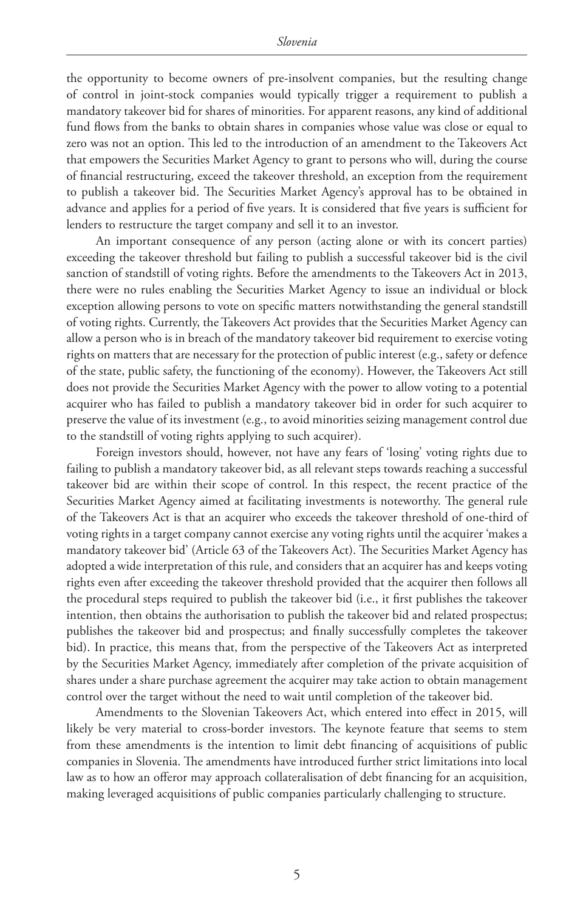the opportunity to become owners of pre-insolvent companies, but the resulting change of control in joint-stock companies would typically trigger a requirement to publish a mandatory takeover bid for shares of minorities. For apparent reasons, any kind of additional fund flows from the banks to obtain shares in companies whose value was close or equal to zero was not an option. This led to the introduction of an amendment to the Takeovers Act that empowers the Securities Market Agency to grant to persons who will, during the course of financial restructuring, exceed the takeover threshold, an exception from the requirement to publish a takeover bid. The Securities Market Agency's approval has to be obtained in advance and applies for a period of five years. It is considered that five years is sufficient for lenders to restructure the target company and sell it to an investor.

An important consequence of any person (acting alone or with its concert parties) exceeding the takeover threshold but failing to publish a successful takeover bid is the civil sanction of standstill of voting rights. Before the amendments to the Takeovers Act in 2013, there were no rules enabling the Securities Market Agency to issue an individual or block exception allowing persons to vote on specific matters notwithstanding the general standstill of voting rights. Currently, the Takeovers Act provides that the Securities Market Agency can allow a person who is in breach of the mandatory takeover bid requirement to exercise voting rights on matters that are necessary for the protection of public interest (e.g., safety or defence of the state, public safety, the functioning of the economy). However, the Takeovers Act still does not provide the Securities Market Agency with the power to allow voting to a potential acquirer who has failed to publish a mandatory takeover bid in order for such acquirer to preserve the value of its investment (e.g., to avoid minorities seizing management control due to the standstill of voting rights applying to such acquirer).

Foreign investors should, however, not have any fears of 'losing' voting rights due to failing to publish a mandatory takeover bid, as all relevant steps towards reaching a successful takeover bid are within their scope of control. In this respect, the recent practice of the Securities Market Agency aimed at facilitating investments is noteworthy. The general rule of the Takeovers Act is that an acquirer who exceeds the takeover threshold of one-third of voting rights in a target company cannot exercise any voting rights until the acquirer 'makes a mandatory takeover bid' (Article 63 of the Takeovers Act). The Securities Market Agency has adopted a wide interpretation of this rule, and considers that an acquirer has and keeps voting rights even after exceeding the takeover threshold provided that the acquirer then follows all the procedural steps required to publish the takeover bid (i.e., it first publishes the takeover intention, then obtains the authorisation to publish the takeover bid and related prospectus; publishes the takeover bid and prospectus; and finally successfully completes the takeover bid). In practice, this means that, from the perspective of the Takeovers Act as interpreted by the Securities Market Agency, immediately after completion of the private acquisition of shares under a share purchase agreement the acquirer may take action to obtain management control over the target without the need to wait until completion of the takeover bid.

Amendments to the Slovenian Takeovers Act, which entered into effect in 2015, will likely be very material to cross-border investors. The keynote feature that seems to stem from these amendments is the intention to limit debt financing of acquisitions of public companies in Slovenia. The amendments have introduced further strict limitations into local law as to how an offeror may approach collateralisation of debt financing for an acquisition, making leveraged acquisitions of public companies particularly challenging to structure.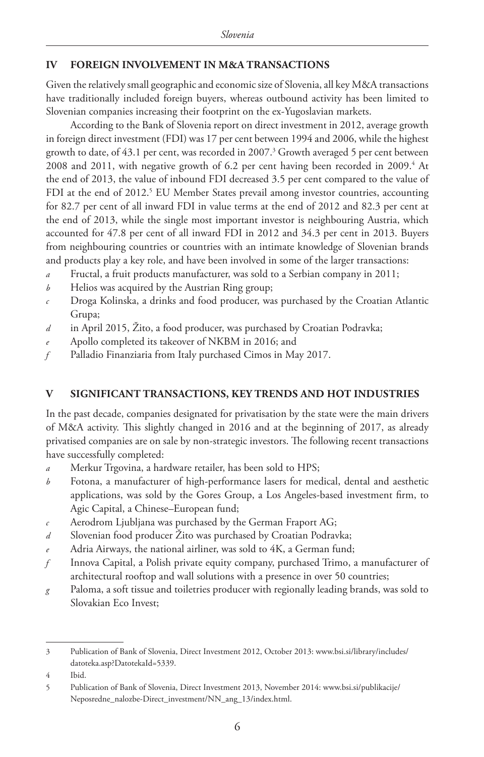## IV FOREIGN INVOLVEMENT IN M&A TRANSACTIONS

Given the relatively small geographic and economic size of Slovenia, all key M&A transactions have traditionally included foreign buyers, whereas outbound activity has been limited to Slovenian companies increasing their footprint on the ex-Yugoslavian markets.

According to the Bank of Slovenia report on direct investment in 2012, average growth in foreign direct investment (FDI) was 17 per cent between 1994 and 2006, while the highest growth to date, of 43.1 per cent, was recorded in 2007.[3] Growth averaged 5 per cent between 2008 and 2011, with negative growth of 6.2 per cent having been recorded in 2009.[4] At the end of 2013, the value of inbound FDI decreased 3.5 per cent compared to the value of FDI at the end of 2012.[5] EU Member States prevail among investor countries, accounting for 82.7 per cent of all inward FDI in value terms at the end of 2012 and 82.3 per cent at the end of 2013, while the single most important investor is neighbouring Austria, which accounted for 47.8 per cent of all inward FDI in 2012 and 34.3 per cent in 2013. Buyers from neighbouring countries or countries with an intimate knowledge of Slovenian brands and products play a key role, and have been involved in some of the larger transactions:

- *a* Fructal, a fruit products manufacturer, was sold to a Serbian company in 2011;
- *b* Helios was acquired by the Austrian Ring group;
- *c* Droga Kolinska, a drinks and food producer, was purchased by the Croatian Atlantic Grupa;
- *d* in April 2015, Žito, a food producer, was purchased by Croatian Podravka;
- *e* Apollo completed its takeover of NKBM in 2016; and
- *f* Palladio Finanziaria from Italy purchased Cimos in May 2017.

## V SIGNIFICANT TRANSACTIONS, KEY TRENDS AND HOT INDUSTRIES

In the past decade, companies designated for privatisation by the state were the main drivers of M&A activity. This slightly changed in 2016 and at the beginning of 2017, as already privatised companies are on sale by non-strategic investors. The following recent transactions have successfully completed:

- *a* Merkur Trgovina, a hardware retailer, has been sold to HPS;
- *b* Fotona, a manufacturer of high-performance lasers for medical, dental and aesthetic applications, was sold by the Gores Group, a Los Angeles-based investment firm, to Agic Capital, a Chinese–European fund;
- *c* Aerodrom Ljubljana was purchased by the German Fraport AG;
- *d* Slovenian food producer Žito was purchased by Croatian Podravka;
- *e* Adria Airways, the national airliner, was sold to 4K, a German fund;
- *f* Innova Capital, a Polish private equity company, purchased Trimo, a manufacturer of architectural rooftop and wall solutions with a presence in over 50 countries;
- *g* Paloma, a soft tissue and toiletries producer with regionally leading brands, was sold to Slovakian Eco Invest;

---

3 Publication of Bank of Slovenia, Direct Investment 2012, October 2013: www.bsi.si/library/includes/datoteka.asp?DatotekaId=5339.

4 Ibid.

5 Publication of Bank of Slovenia, Direct Investment 2013, November 2014: www.bsi.si/publikacije/Neposredne_nalozbe-Direct_investment/NN_ang_13/index.html.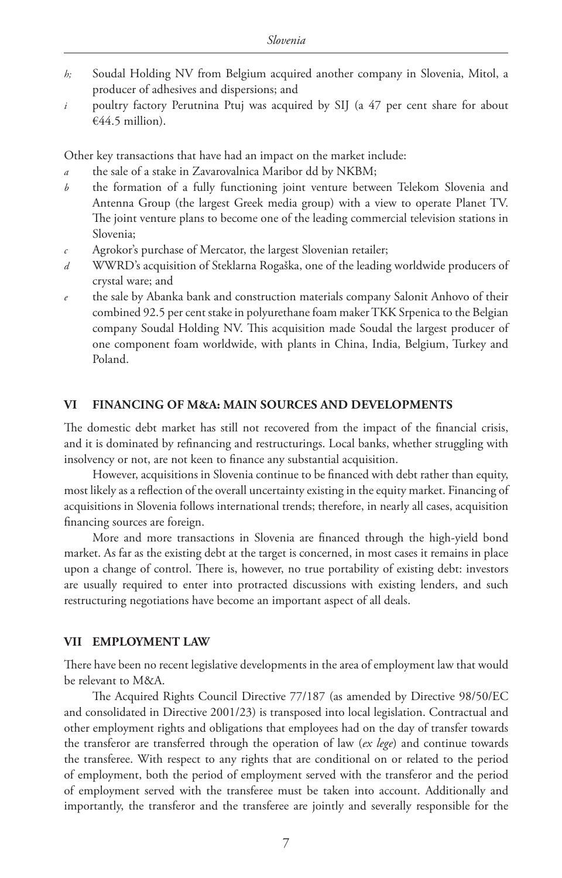*h;* Soudal Holding NV from Belgium acquired another company in Slovenia, Mitol, a producer of adhesives and dispersions; and

*i* poultry factory Perutnina Ptuj was acquired by SIJ (a 47 per cent share for about €44.5 million).

Other key transactions that have had an impact on the market include:

*a* the sale of a stake in Zavarovalnica Maribor dd by NKBM;

*b* the formation of a fully functioning joint venture between Telekom Slovenia and Antenna Group (the largest Greek media group) with a view to operate Planet TV. The joint venture plans to become one of the leading commercial television stations in Slovenia;

*c* Agrokor's purchase of Mercator, the largest Slovenian retailer;

*d* WWRD's acquisition of Steklarna Rogaška, one of the leading worldwide producers of crystal ware; and

*e* the sale by Abanka bank and construction materials company Salonit Anhovo of their combined 92.5 per cent stake in polyurethane foam maker TKK Srpenica to the Belgian company Soudal Holding NV. This acquisition made Soudal the largest producer of one component foam worldwide, with plants in China, India, Belgium, Turkey and Poland.

## VI FINANCING OF M&A: MAIN SOURCES AND DEVELOPMENTS

The domestic debt market has still not recovered from the impact of the financial crisis, and it is dominated by refinancing and restructurings. Local banks, whether struggling with insolvency or not, are not keen to finance any substantial acquisition.

However, acquisitions in Slovenia continue to be financed with debt rather than equity, most likely as a reflection of the overall uncertainty existing in the equity market. Financing of acquisitions in Slovenia follows international trends; therefore, in nearly all cases, acquisition financing sources are foreign.

More and more transactions in Slovenia are financed through the high-yield bond market. As far as the existing debt at the target is concerned, in most cases it remains in place upon a change of control. There is, however, no true portability of existing debt: investors are usually required to enter into protracted discussions with existing lenders, and such restructuring negotiations have become an important aspect of all deals.

## VII EMPLOYMENT LAW

There have been no recent legislative developments in the area of employment law that would be relevant to M&A.

The Acquired Rights Council Directive 77/187 (as amended by Directive 98/50/EC and consolidated in Directive 2001/23) is transposed into local legislation. Contractual and other employment rights and obligations that employees had on the day of transfer towards the transferor are transferred through the operation of law (*ex lege*) and continue towards the transferee. With respect to any rights that are conditional on or related to the period of employment, both the period of employment served with the transferor and the period of employment served with the transferee must be taken into account. Additionally and importantly, the transferor and the transferee are jointly and severally responsible for the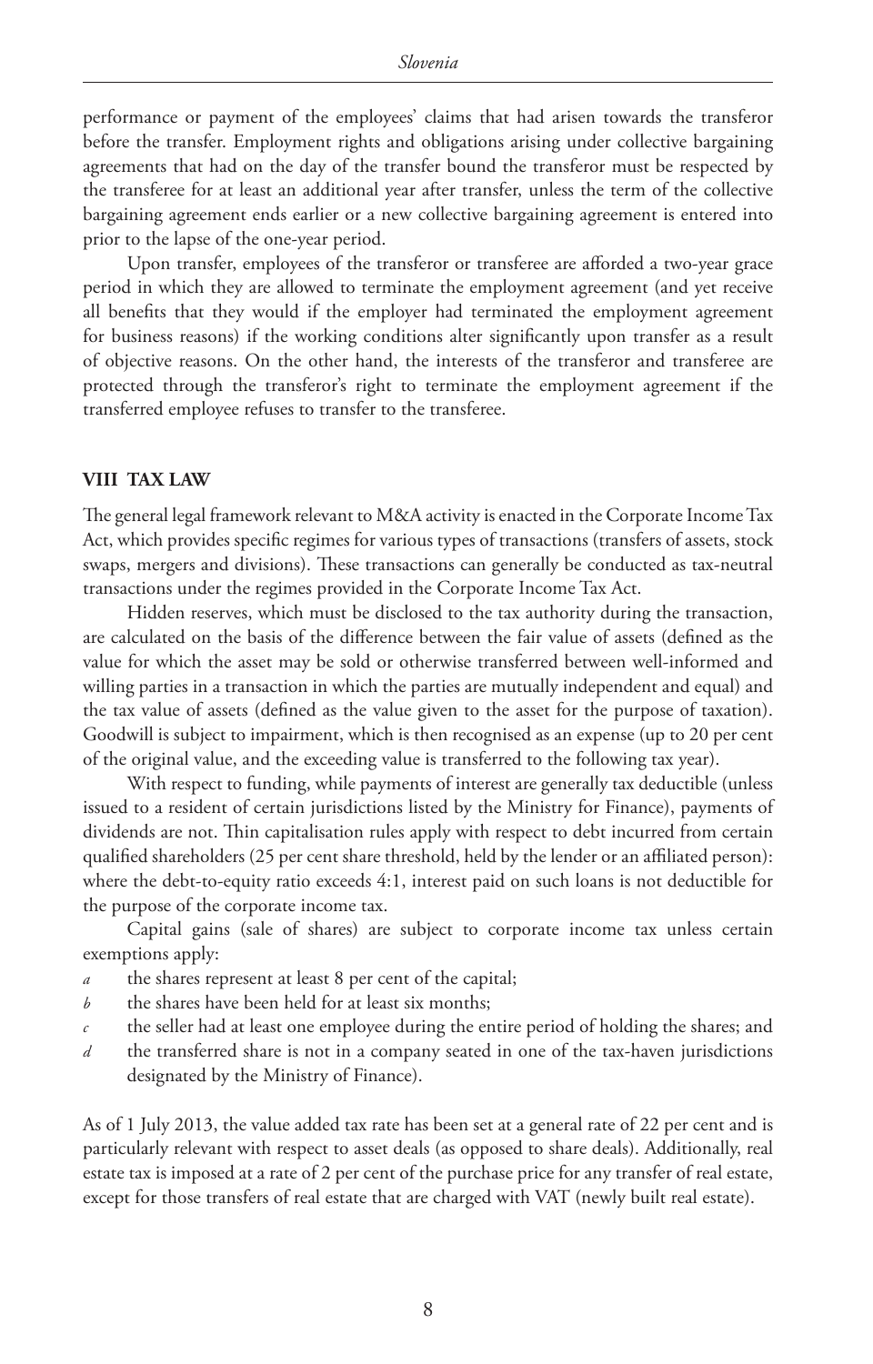performance or payment of the employees' claims that had arisen towards the transferor before the transfer. Employment rights and obligations arising under collective bargaining agreements that had on the day of the transfer bound the transferor must be respected by the transferee for at least an additional year after transfer, unless the term of the collective bargaining agreement ends earlier or a new collective bargaining agreement is entered into prior to the lapse of the one-year period.

Upon transfer, employees of the transferor or transferee are afforded a two-year grace period in which they are allowed to terminate the employment agreement (and yet receive all benefits that they would if the employer had terminated the employment agreement for business reasons) if the working conditions alter significantly upon transfer as a result of objective reasons. On the other hand, the interests of the transferor and transferee are protected through the transferor's right to terminate the employment agreement if the transferred employee refuses to transfer to the transferee.

## VIII TAX LAW

The general legal framework relevant to M&A activity is enacted in the Corporate Income Tax Act, which provides specific regimes for various types of transactions (transfers of assets, stock swaps, mergers and divisions). These transactions can generally be conducted as tax-neutral transactions under the regimes provided in the Corporate Income Tax Act.

Hidden reserves, which must be disclosed to the tax authority during the transaction, are calculated on the basis of the difference between the fair value of assets (defined as the value for which the asset may be sold or otherwise transferred between well-informed and willing parties in a transaction in which the parties are mutually independent and equal) and the tax value of assets (defined as the value given to the asset for the purpose of taxation). Goodwill is subject to impairment, which is then recognised as an expense (up to 20 per cent of the original value, and the exceeding value is transferred to the following tax year).

With respect to funding, while payments of interest are generally tax deductible (unless issued to a resident of certain jurisdictions listed by the Ministry for Finance), payments of dividends are not. Thin capitalisation rules apply with respect to debt incurred from certain qualified shareholders (25 per cent share threshold, held by the lender or an affiliated person): where the debt-to-equity ratio exceeds 4:1, interest paid on such loans is not deductible for the purpose of the corporate income tax.

Capital gains (sale of shares) are subject to corporate income tax unless certain exemptions apply:

*a* the shares represent at least 8 per cent of the capital;

*b* the shares have been held for at least six months;

*c* the seller had at least one employee during the entire period of holding the shares; and

*d* the transferred share is not in a company seated in one of the tax-haven jurisdictions designated by the Ministry of Finance).

As of 1 July 2013, the value added tax rate has been set at a general rate of 22 per cent and is particularly relevant with respect to asset deals (as opposed to share deals). Additionally, real estate tax is imposed at a rate of 2 per cent of the purchase price for any transfer of real estate, except for those transfers of real estate that are charged with VAT (newly built real estate).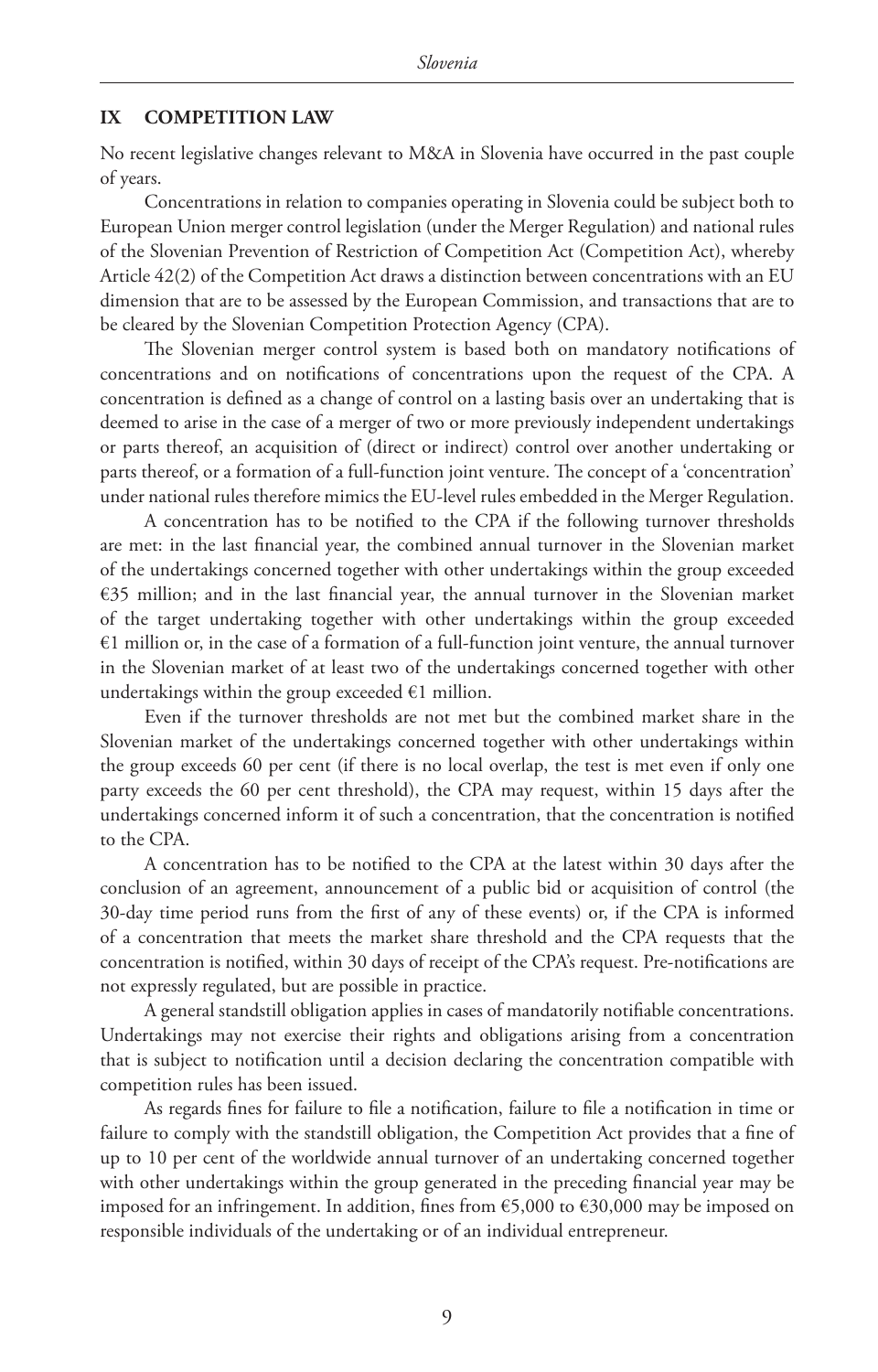## IX COMPETITION LAW

No recent legislative changes relevant to M&A in Slovenia have occurred in the past couple of years.

Concentrations in relation to companies operating in Slovenia could be subject both to European Union merger control legislation (under the Merger Regulation) and national rules of the Slovenian Prevention of Restriction of Competition Act (Competition Act), whereby Article 42(2) of the Competition Act draws a distinction between concentrations with an EU dimension that are to be assessed by the European Commission, and transactions that are to be cleared by the Slovenian Competition Protection Agency (CPA).

The Slovenian merger control system is based both on mandatory notifications of concentrations and on notifications of concentrations upon the request of the CPA. A concentration is defined as a change of control on a lasting basis over an undertaking that is deemed to arise in the case of a merger of two or more previously independent undertakings or parts thereof, an acquisition of (direct or indirect) control over another undertaking or parts thereof, or a formation of a full-function joint venture. The concept of a 'concentration' under national rules therefore mimics the EU-level rules embedded in the Merger Regulation.

A concentration has to be notified to the CPA if the following turnover thresholds are met: in the last financial year, the combined annual turnover in the Slovenian market of the undertakings concerned together with other undertakings within the group exceeded €35 million; and in the last financial year, the annual turnover in the Slovenian market of the target undertaking together with other undertakings within the group exceeded €1 million or, in the case of a formation of a full-function joint venture, the annual turnover in the Slovenian market of at least two of the undertakings concerned together with other undertakings within the group exceeded €1 million.

Even if the turnover thresholds are not met but the combined market share in the Slovenian market of the undertakings concerned together with other undertakings within the group exceeds 60 per cent (if there is no local overlap, the test is met even if only one party exceeds the 60 per cent threshold), the CPA may request, within 15 days after the undertakings concerned inform it of such a concentration, that the concentration is notified to the CPA.

A concentration has to be notified to the CPA at the latest within 30 days after the conclusion of an agreement, announcement of a public bid or acquisition of control (the 30-day time period runs from the first of any of these events) or, if the CPA is informed of a concentration that meets the market share threshold and the CPA requests that the concentration is notified, within 30 days of receipt of the CPA's request. Pre-notifications are not expressly regulated, but are possible in practice.

A general standstill obligation applies in cases of mandatorily notifiable concentrations. Undertakings may not exercise their rights and obligations arising from a concentration that is subject to notification until a decision declaring the concentration compatible with competition rules has been issued.

As regards fines for failure to file a notification, failure to file a notification in time or failure to comply with the standstill obligation, the Competition Act provides that a fine of up to 10 per cent of the worldwide annual turnover of an undertaking concerned together with other undertakings within the group generated in the preceding financial year may be imposed for an infringement. In addition, fines from €5,000 to €30,000 may be imposed on responsible individuals of the undertaking or of an individual entrepreneur.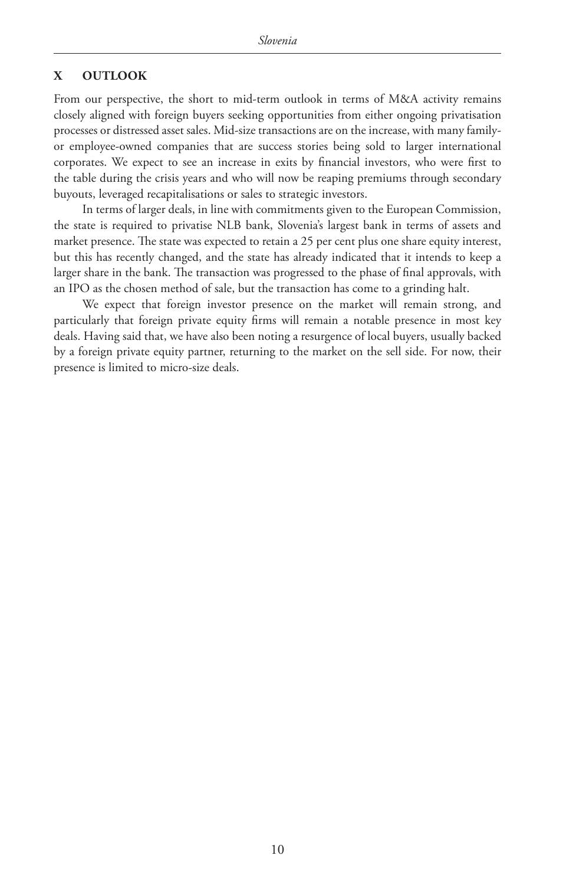## X OUTLOOK

From our perspective, the short to mid-term outlook in terms of M&A activity remains closely aligned with foreign buyers seeking opportunities from either ongoing privatisation processes or distressed asset sales. Mid-size transactions are on the increase, with many family- or employee-owned companies that are success stories being sold to larger international corporates. We expect to see an increase in exits by financial investors, who were first to the table during the crisis years and who will now be reaping premiums through secondary buyouts, leveraged recapitalisations or sales to strategic investors.

In terms of larger deals, in line with commitments given to the European Commission, the state is required to privatise NLB bank, Slovenia's largest bank in terms of assets and market presence. The state was expected to retain a 25 per cent plus one share equity interest, but this has recently changed, and the state has already indicated that it intends to keep a larger share in the bank. The transaction was progressed to the phase of final approvals, with an IPO as the chosen method of sale, but the transaction has come to a grinding halt.

We expect that foreign investor presence on the market will remain strong, and particularly that foreign private equity firms will remain a notable presence in most key deals. Having said that, we have also been noting a resurgence of local buyers, usually backed by a foreign private equity partner, returning to the market on the sell side. For now, their presence is limited to micro-size deals.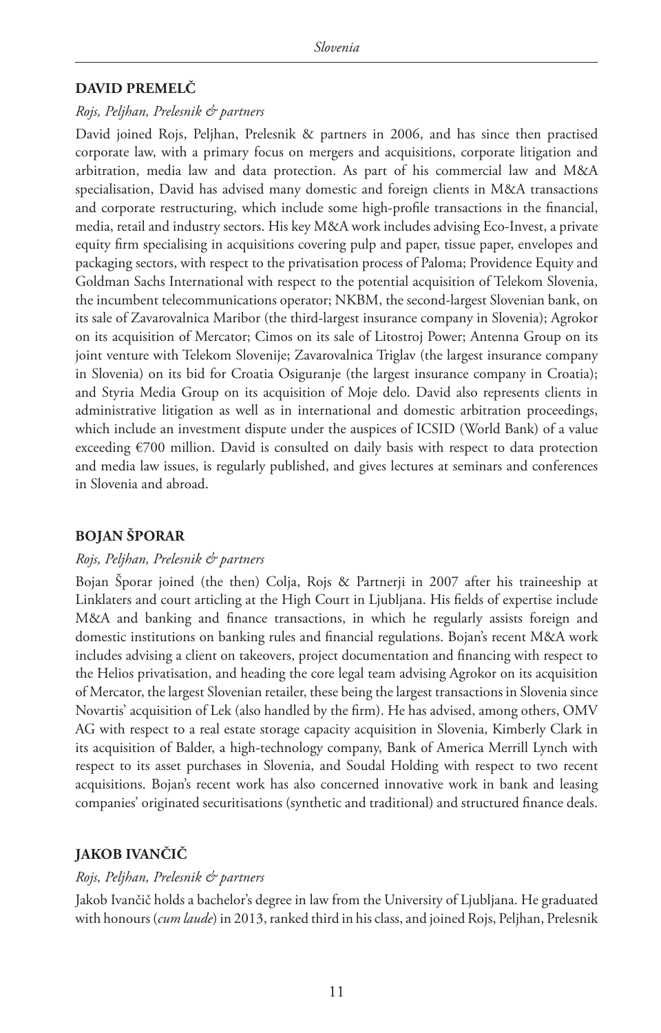## DAVID PREMELČ

*Rojs, Peljhan, Prelesnik & partners*

David joined Rojs, Peljhan, Prelesnik & partners in 2006, and has since then practised corporate law, with a primary focus on mergers and acquisitions, corporate litigation and arbitration, media law and data protection. As part of his commercial law and M&A specialisation, David has advised many domestic and foreign clients in M&A transactions and corporate restructuring, which include some high-profile transactions in the financial, media, retail and industry sectors. His key M&A work includes advising Eco-Invest, a private equity firm specialising in acquisitions covering pulp and paper, tissue paper, envelopes and packaging sectors, with respect to the privatisation process of Paloma; Providence Equity and Goldman Sachs International with respect to the potential acquisition of Telekom Slovenia, the incumbent telecommunications operator; NKBM, the second-largest Slovenian bank, on its sale of Zavarovalnica Maribor (the third-largest insurance company in Slovenia); Agrokor on its acquisition of Mercator; Cimos on its sale of Litostroj Power; Antenna Group on its joint venture with Telekom Slovenije; Zavarovalnica Triglav (the largest insurance company in Slovenia) on its bid for Croatia Osiguranje (the largest insurance company in Croatia); and Styria Media Group on its acquisition of Moje delo. David also represents clients in administrative litigation as well as in international and domestic arbitration proceedings, which include an investment dispute under the auspices of ICSID (World Bank) of a value exceeding €700 million. David is consulted on daily basis with respect to data protection and media law issues, is regularly published, and gives lectures at seminars and conferences in Slovenia and abroad.

## BOJAN ŠPORAR

*Rojs, Peljhan, Prelesnik & partners*

Bojan Šporar joined (the then) Colja, Rojs & Partnerji in 2007 after his traineeship at Linklaters and court articling at the High Court in Ljubljana. His fields of expertise include M&A and banking and finance transactions, in which he regularly assists foreign and domestic institutions on banking rules and financial regulations. Bojan's recent M&A work includes advising a client on takeovers, project documentation and financing with respect to the Helios privatisation, and heading the core legal team advising Agrokor on its acquisition of Mercator, the largest Slovenian retailer, these being the largest transactions in Slovenia since Novartis' acquisition of Lek (also handled by the firm). He has advised, among others, OMV AG with respect to a real estate storage capacity acquisition in Slovenia, Kimberly Clark in its acquisition of Balder, a high-technology company, Bank of America Merrill Lynch with respect to its asset purchases in Slovenia, and Soudal Holding with respect to two recent acquisitions. Bojan's recent work has also concerned innovative work in bank and leasing companies' originated securitisations (synthetic and traditional) and structured finance deals.

## JAKOB IVANČIČ

*Rojs, Peljhan, Prelesnik & partners*

Jakob Ivančič holds a bachelor's degree in law from the University of Ljubljana. He graduated with honours (*cum laude*) in 2013, ranked third in his class, and joined Rojs, Peljhan, Prelesnik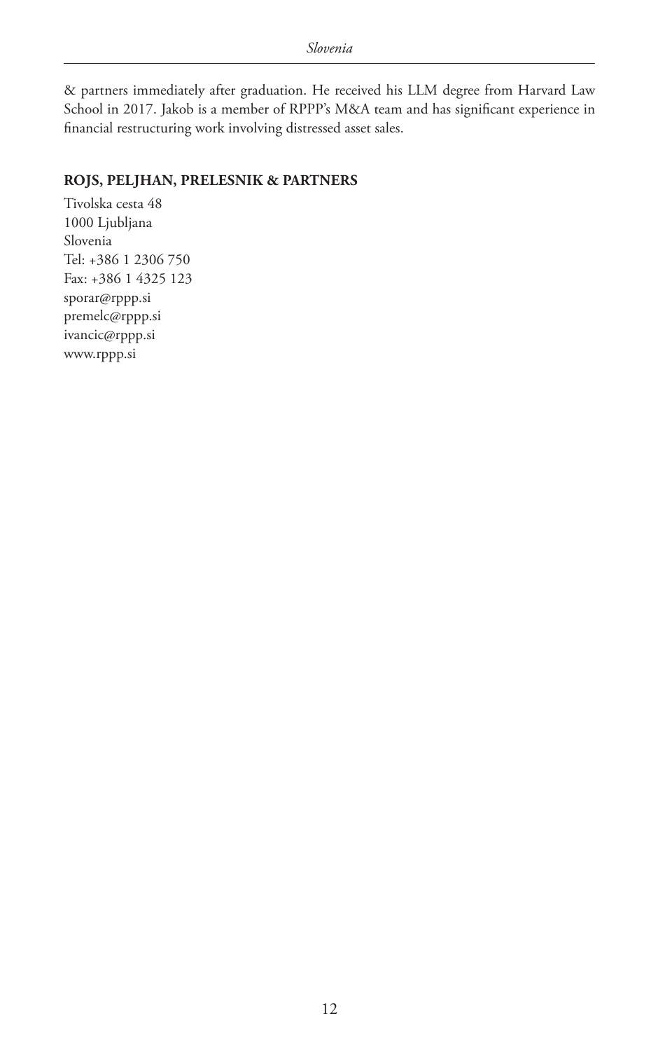& partners immediately after graduation. He received his LLM degree from Harvard Law School in 2017. Jakob is a member of RPPP's M&A team and has significant experience in financial restructuring work involving distressed asset sales.

**ROJS, PELJHAN, PRELESNIK & PARTNERS**

Tivolska cesta 48
1000 Ljubljana
Slovenia
Tel: +386 1 2306 750
Fax: +386 1 4325 123
sporar@rppp.si
premelc@rppp.si
ivancic@rppp.si
www.rppp.si